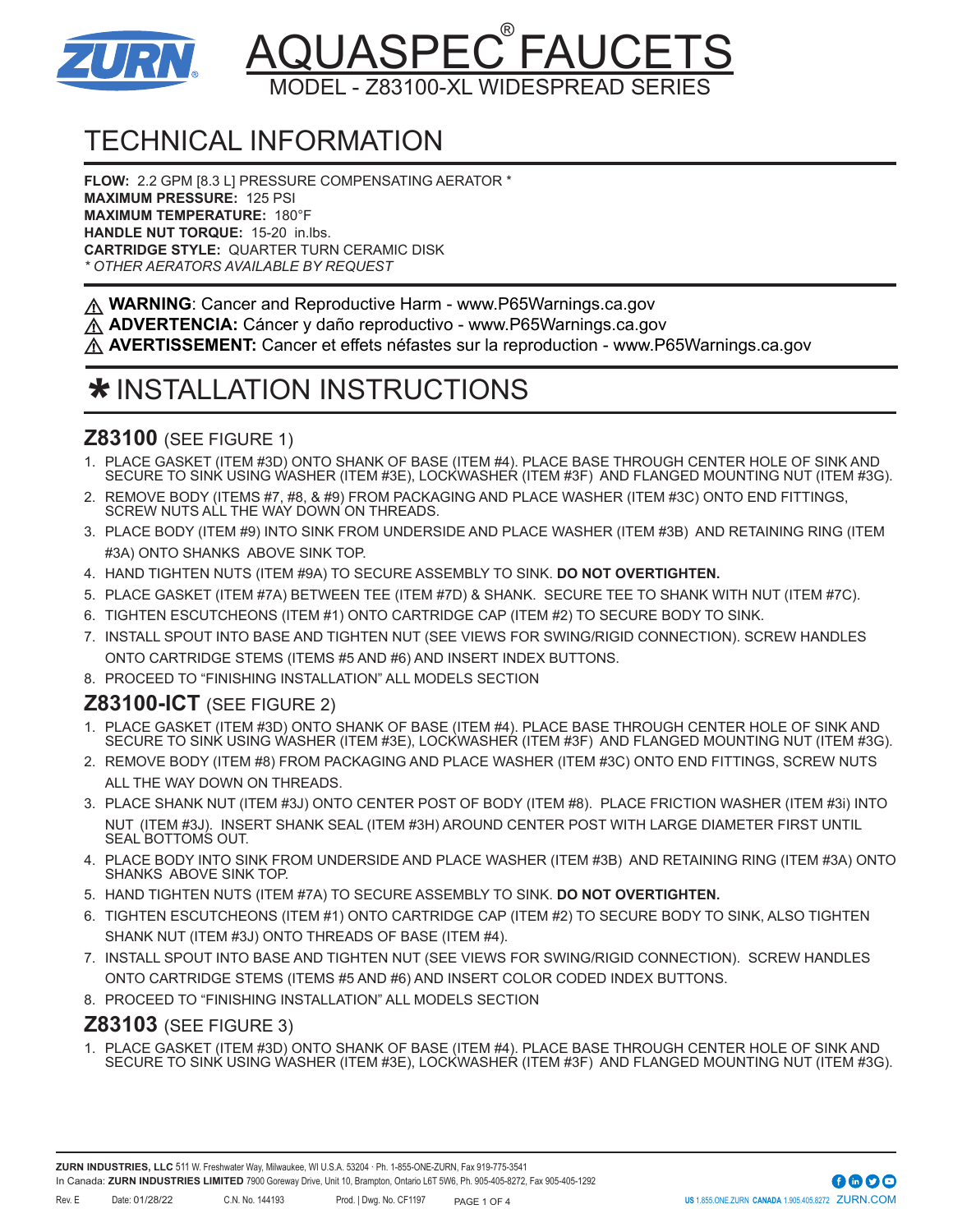# AQUASPEC® FAUCETS

MODEL - Z83100-XL WIDESPREAD SERIES

## TECHNICAL INFORMATION

**FLOW:** 2.2 GPM [8.3 L] PRESSURE COMPENSATING AERATOR *
**MAXIMUM PRESSURE:** 125 PSI
**MAXIMUM TEMPERATURE:** 180°F
**HANDLE NUT TORQUE:** 15-20 in.lbs.
**CARTRIDGE STYLE:** QUARTER TURN CERAMIC DISK
*\* OTHER AERATORS AVAILABLE BY REQUEST*

⚠ **WARNING**: Cancer and Reproductive Harm - www.P65Warnings.ca.gov
⚠ **ADVERTENCIA:** Cáncer y daño reproductivo - www.P65Warnings.ca.gov
⚠ **AVERTISSEMENT:** Cancer et effets néfastes sur la reproduction - www.P65Warnings.ca.gov

## ✱ INSTALLATION INSTRUCTIONS

### Z83100 (SEE FIGURE 1)

1. PLACE GASKET (ITEM #3D) ONTO SHANK OF BASE (ITEM #4). PLACE BASE THROUGH CENTER HOLE OF SINK AND SECURE TO SINK USING WASHER (ITEM #3E), LOCKWASHER (ITEM #3F) AND FLANGED MOUNTING NUT (ITEM #3G).
2. REMOVE BODY (ITEMS #7, #8, & #9) FROM PACKAGING AND PLACE WASHER (ITEM #3C) ONTO END FITTINGS, SCREW NUTS ALL THE WAY DOWN ON THREADS.
3. PLACE BODY (ITEM #9) INTO SINK FROM UNDERSIDE AND PLACE WASHER (ITEM #3B) AND RETAINING RING (ITEM #3A) ONTO SHANKS ABOVE SINK TOP.
4. HAND TIGHTEN NUTS (ITEM #9A) TO SECURE ASSEMBLY TO SINK. **DO NOT OVERTIGHTEN.**
5. PLACE GASKET (ITEM #7A) BETWEEN TEE (ITEM #7D) & SHANK. SECURE TEE TO SHANK WITH NUT (ITEM #7C).
6. TIGHTEN ESCUTCHEONS (ITEM #1) ONTO CARTRIDGE CAP (ITEM #2) TO SECURE BODY TO SINK.
7. INSTALL SPOUT INTO BASE AND TIGHTEN NUT (SEE VIEWS FOR SWING/RIGID CONNECTION). SCREW HANDLES ONTO CARTRIDGE STEMS (ITEMS #5 AND #6) AND INSERT INDEX BUTTONS.
8. PROCEED TO "FINISHING INSTALLATION" ALL MODELS SECTION

### Z83100-ICT (SEE FIGURE 2)

1. PLACE GASKET (ITEM #3D) ONTO SHANK OF BASE (ITEM #4). PLACE BASE THROUGH CENTER HOLE OF SINK AND SECURE TO SINK USING WASHER (ITEM #3E), LOCKWASHER (ITEM #3F) AND FLANGED MOUNTING NUT (ITEM #3G).
2. REMOVE BODY (ITEM #8) FROM PACKAGING AND PLACE WASHER (ITEM #3C) ONTO END FITTINGS, SCREW NUTS ALL THE WAY DOWN ON THREADS.
3. PLACE SHANK NUT (ITEM #3J) ONTO CENTER POST OF BODY (ITEM #8). PLACE FRICTION WASHER (ITEM #3i) INTO NUT (ITEM #3J). INSERT SHANK SEAL (ITEM #3H) AROUND CENTER POST WITH LARGE DIAMETER FIRST UNTIL SEAL BOTTOMS OUT.
4. PLACE BODY INTO SINK FROM UNDERSIDE AND PLACE WASHER (ITEM #3B) AND RETAINING RING (ITEM #3A) ONTO SHANKS ABOVE SINK TOP.
5. HAND TIGHTEN NUTS (ITEM #7A) TO SECURE ASSEMBLY TO SINK. **DO NOT OVERTIGHTEN.**
6. TIGHTEN ESCUTCHEONS (ITEM #1) ONTO CARTRIDGE CAP (ITEM #2) TO SECURE BODY TO SINK, ALSO TIGHTEN SHANK NUT (ITEM #3J) ONTO THREADS OF BASE (ITEM #4).
7. INSTALL SPOUT INTO BASE AND TIGHTEN NUT (SEE VIEWS FOR SWING/RIGID CONNECTION). SCREW HANDLES ONTO CARTRIDGE STEMS (ITEMS #5 AND #6) AND INSERT COLOR CODED INDEX BUTTONS.
8. PROCEED TO "FINISHING INSTALLATION" ALL MODELS SECTION

### Z83103 (SEE FIGURE 3)

1. PLACE GASKET (ITEM #3D) ONTO SHANK OF BASE (ITEM #4). PLACE BASE THROUGH CENTER HOLE OF SINK AND SECURE TO SINK USING WASHER (ITEM #3E), LOCKWASHER (ITEM #3F) AND FLANGED MOUNTING NUT (ITEM #3G).

**ZURN INDUSTRIES, LLC** 511 W. Freshwater Way, Milwaukee, WI U.S.A. 53204 · Ph. 1-855-ONE-ZURN, Fax 919-775-3541
In Canada: **ZURN INDUSTRIES LIMITED** 7900 Goreway Drive, Unit 10, Brampton, Ontario L6T 5W6, Ph. 905-405-8272, Fax 905-405-1292

Rev. E Date: 01/28/22 C.N. No. 144193 Prod. | Dwg. No. CF1197

US 1.855.ONE.ZURN CANADA 1.905.405.8272 ZURN.COM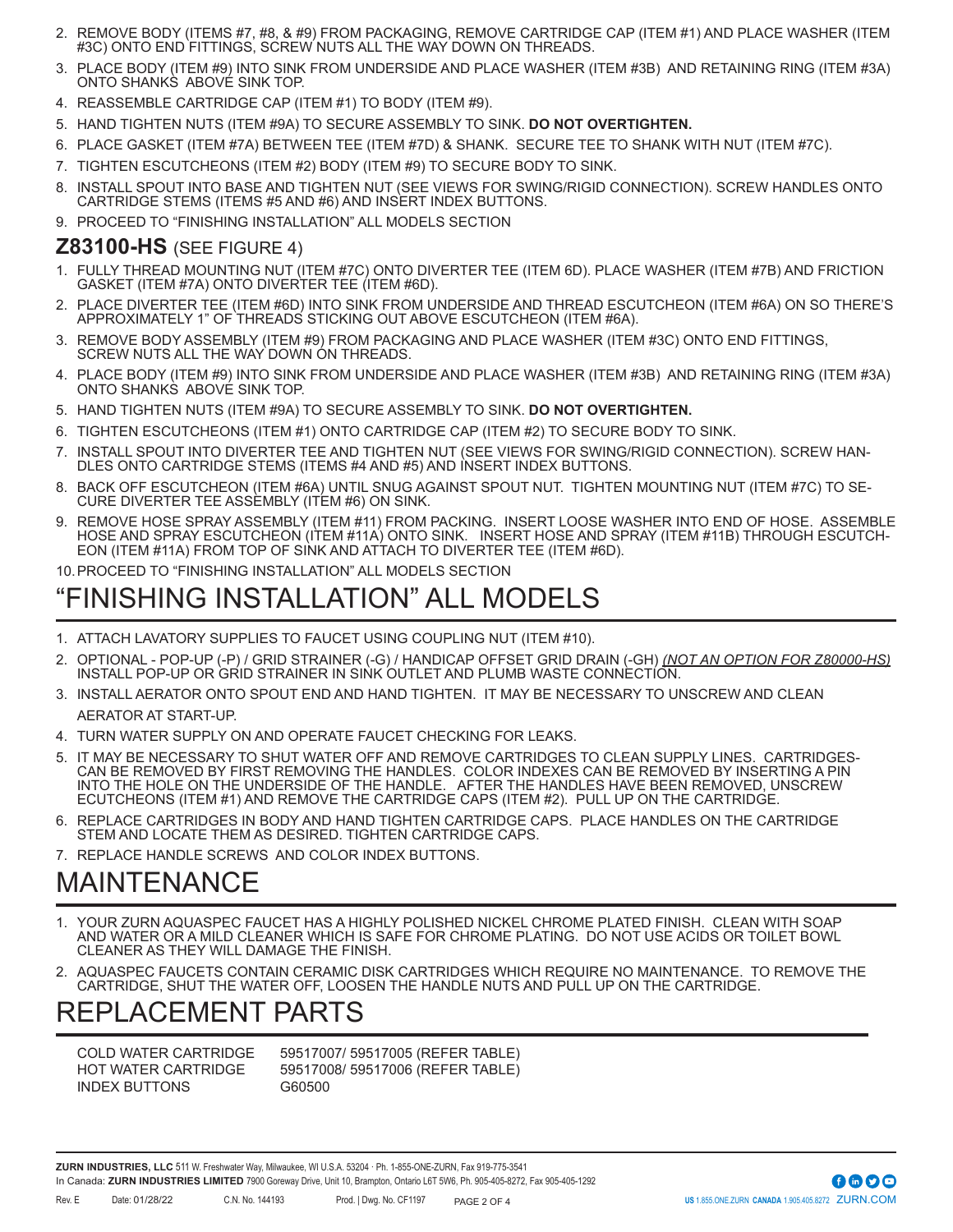2. REMOVE BODY (ITEMS #7, #8, & #9) FROM PACKAGING, REMOVE CARTRIDGE CAP (ITEM #1) AND PLACE WASHER (ITEM #3C) ONTO END FITTINGS, SCREW NUTS ALL THE WAY DOWN ON THREADS.
3. PLACE BODY (ITEM #9) INTO SINK FROM UNDERSIDE AND PLACE WASHER (ITEM #3B) AND RETAINING RING (ITEM #3A) ONTO SHANKS ABOVE SINK TOP.
4. REASSEMBLE CARTRIDGE CAP (ITEM #1) TO BODY (ITEM #9).
5. HAND TIGHTEN NUTS (ITEM #9A) TO SECURE ASSEMBLY TO SINK. **DO NOT OVERTIGHTEN.**
6. PLACE GASKET (ITEM #7A) BETWEEN TEE (ITEM #7D) & SHANK. SECURE TEE TO SHANK WITH NUT (ITEM #7C).
7. TIGHTEN ESCUTCHEONS (ITEM #2) BODY (ITEM #9) TO SECURE BODY TO SINK.
8. INSTALL SPOUT INTO BASE AND TIGHTEN NUT (SEE VIEWS FOR SWING/RIGID CONNECTION). SCREW HANDLES ONTO CARTRIDGE STEMS (ITEMS #5 AND #6) AND INSERT INDEX BUTTONS.
9. PROCEED TO "FINISHING INSTALLATION" ALL MODELS SECTION

## Z83100-HS (SEE FIGURE 4)

1. FULLY THREAD MOUNTING NUT (ITEM #7C) ONTO DIVERTER TEE (ITEM 6D). PLACE WASHER (ITEM #7B) AND FRICTION GASKET (ITEM #7A) ONTO DIVERTER TEE (ITEM #6D).
2. PLACE DIVERTER TEE (ITEM #6D) INTO SINK FROM UNDERSIDE AND THREAD ESCUTCHEON (ITEM #6A) ON SO THERE'S APPROXIMATELY 1" OF THREADS STICKING OUT ABOVE ESCUTCHEON (ITEM #6A).
3. REMOVE BODY ASSEMBLY (ITEM #9) FROM PACKAGING AND PLACE WASHER (ITEM #3C) ONTO END FITTINGS, SCREW NUTS ALL THE WAY DOWN ON THREADS.
4. PLACE BODY (ITEM #9) INTO SINK FROM UNDERSIDE AND PLACE WASHER (ITEM #3B) AND RETAINING RING (ITEM #3A) ONTO SHANKS ABOVE SINK TOP.
5. HAND TIGHTEN NUTS (ITEM #9A) TO SECURE ASSEMBLY TO SINK. **DO NOT OVERTIGHTEN.**
6. TIGHTEN ESCUTCHEONS (ITEM #1) ONTO CARTRIDGE CAP (ITEM #2) TO SECURE BODY TO SINK.
7. INSTALL SPOUT INTO DIVERTER TEE AND TIGHTEN NUT (SEE VIEWS FOR SWING/RIGID CONNECTION). SCREW HANDLES ONTO CARTRIDGE STEMS (ITEMS #4 AND #5) AND INSERT INDEX BUTTONS.
8. BACK OFF ESCUTCHEON (ITEM #6A) UNTIL SNUG AGAINST SPOUT NUT. TIGHTEN MOUNTING NUT (ITEM #7C) TO SECURE DIVERTER TEE ASSEMBLY (ITEM #6) ON SINK.
9. REMOVE HOSE SPRAY ASSEMBLY (ITEM #11) FROM PACKING. INSERT LOOSE WASHER INTO END OF HOSE. ASSEMBLE HOSE AND SPRAY ESCUTCHEON (ITEM #11A) ONTO SINK. INSERT HOSE AND SPRAY (ITEM #11B) THROUGH ESCUTCHEON (ITEM #11A) FROM TOP OF SINK AND ATTACH TO DIVERTER TEE (ITEM #6D).
10. PROCEED TO "FINISHING INSTALLATION" ALL MODELS SECTION

# "FINISHING INSTALLATION" ALL MODELS

1. ATTACH LAVATORY SUPPLIES TO FAUCET USING COUPLING NUT (ITEM #10).
2. OPTIONAL - POP-UP (-P) / GRID STRAINER (-G) / HANDICAP OFFSET GRID DRAIN (-GH) *(NOT AN OPTION FOR Z80000-HS)* INSTALL POP-UP OR GRID STRAINER IN SINK OUTLET AND PLUMB WASTE CONNECTION.
3. INSTALL AERATOR ONTO SPOUT END AND HAND TIGHTEN. IT MAY BE NECESSARY TO UNSCREW AND CLEAN AERATOR AT START-UP.
4. TURN WATER SUPPLY ON AND OPERATE FAUCET CHECKING FOR LEAKS.
5. IT MAY BE NECESSARY TO SHUT WATER OFF AND REMOVE CARTRIDGES TO CLEAN SUPPLY LINES. CARTRIDGES-CAN BE REMOVED BY FIRST REMOVING THE HANDLES. COLOR INDEXES CAN BE REMOVED BY INSERTING A PIN INTO THE HOLE ON THE UNDERSIDE OF THE HANDLE. AFTER THE HANDLES HAVE BEEN REMOVED, UNSCREW ECUTCHEONS (ITEM #1) AND REMOVE THE CARTRIDGE CAPS (ITEM #2). PULL UP ON THE CARTRIDGE.
6. REPLACE CARTRIDGES IN BODY AND HAND TIGHTEN CARTRIDGE CAPS. PLACE HANDLES ON THE CARTRIDGE STEM AND LOCATE THEM AS DESIRED. TIGHTEN CARTRIDGE CAPS.
7. REPLACE HANDLE SCREWS AND COLOR INDEX BUTTONS.

# MAINTENANCE

1. YOUR ZURN AQUASPEC FAUCET HAS A HIGHLY POLISHED NICKEL CHROME PLATED FINISH. CLEAN WITH SOAP AND WATER OR A MILD CLEANER WHICH IS SAFE FOR CHROME PLATING. DO NOT USE ACIDS OR TOILET BOWL CLEANER AS THEY WILL DAMAGE THE FINISH.
2. AQUASPEC FAUCETS CONTAIN CERAMIC DISK CARTRIDGES WHICH REQUIRE NO MAINTENANCE. TO REMOVE THE CARTRIDGE, SHUT THE WATER OFF, LOOSEN THE HANDLE NUTS AND PULL UP ON THE CARTRIDGE.

# REPLACEMENT PARTS

| | |
|---|---|
| COLD WATER CARTRIDGE | 59517007/ 59517005 (REFER TABLE) |
| HOT WATER CARTRIDGE | 59517008/ 59517006 (REFER TABLE) |
| INDEX BUTTONS | G60500 |

**ZURN INDUSTRIES, LLC** 511 W. Freshwater Way, Milwaukee, WI U.S.A. 53204 · Ph. 1-855-ONE-ZURN, Fax 919-775-3541
In Canada: **ZURN INDUSTRIES LIMITED** 7900 Goreway Drive, Unit 10, Brampton, Ontario L6T 5W6, Ph. 905-405-8272, Fax 905-405-1292

Rev. E Date: 01/28/22 C.N. No. 144193 Prod. | Dwg. No. CF1197

**US** 1.855.ONE.ZURN **CANADA** 1.905.405.8272 ZURN.COM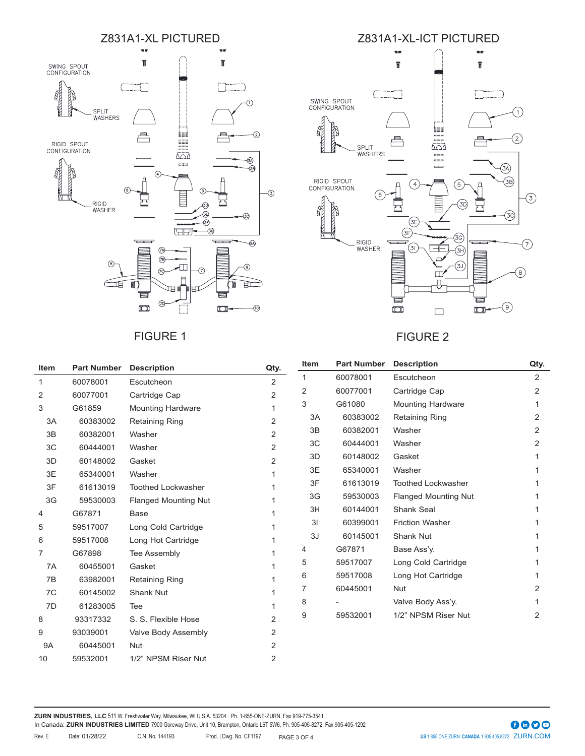## Z831A1-XL PICTURED

SWING SPOUT CONFIGURATION

SPLIT WASHERS

RIGID SPOUT CONFIGURATION

RIGID WASHER

FIGURE 1

## Z831A1-XL-ICT PICTURED

SWING SPOUT CONFIGURATION

SPLIT WASHERS

RIGID SPOUT CONFIGURATION

RIGID WASHER

FIGURE 2

| Item | Part Number | Description | Qty. |
|---|---|---|---|
| 1 | 60078001 | Escutcheon | 2 |
| 2 | 60077001 | Cartridge Cap | 2 |
| 3 | G61859 | Mounting Hardware | 1 |
| 3A | 60383002 | Retaining Ring | 2 |
| 3B | 60382001 | Washer | 2 |
| 3C | 60444001 | Washer | 2 |
| 3D | 60148002 | Gasket | 2 |
| 3E | 65340001 | Washer | 1 |
| 3F | 61613019 | Toothed Lockwasher | 1 |
| 3G | 59530003 | Flanged Mounting Nut | 1 |
| 4 | G67871 | Base | 1 |
| 5 | 59517007 | Long Cold Cartridge | 1 |
| 6 | 59517008 | Long Hot Cartridge | 1 |
| 7 | G67898 | Tee Assembly | 1 |
| 7A | 60455001 | Gasket | 1 |
| 7B | 63982001 | Retaining Ring | 1 |
| 7C | 60145002 | Shank Nut | 1 |
| 7D | 61283005 | Tee | 1 |
| 8 | 93317332 | S. S. Flexible Hose | 2 |
| 9 | 93039001 | Valve Body Assembly | 2 |
| 9A | 60445001 | Nut | 2 |
| 10 | 59532001 | 1/2" NPSM Riser Nut | 2 |

| Item | Part Number | Description | Qty. |
|---|---|---|---|
| 1 | 60078001 | Escutcheon | 2 |
| 2 | 60077001 | Cartridge Cap | 2 |
| 3 | G61080 | Mounting Hardware | 1 |
| 3A | 60383002 | Retaining Ring | 2 |
| 3B | 60382001 | Washer | 2 |
| 3C | 60444001 | Washer | 2 |
| 3D | 60148002 | Gasket | 1 |
| 3E | 65340001 | Washer | 1 |
| 3F | 61613019 | Toothed Lockwasher | 1 |
| 3G | 59530003 | Flanged Mounting Nut | 1 |
| 3H | 60144001 | Shank Seal | 1 |
| 3I | 60399001 | Friction Washer | 1 |
| 3J | 60145001 | Shank Nut | 1 |
| 4 | G67871 | Base Ass'y. | 1 |
| 5 | 59517007 | Long Cold Cartridge | 1 |
| 6 | 59517008 | Long Hot Cartridge | 1 |
| 7 | 60445001 | Nut | 2 |
| 8 | - | Valve Body Ass'y. | 1 |
| 9 | 59532001 | 1/2" NPSM Riser Nut | 2 |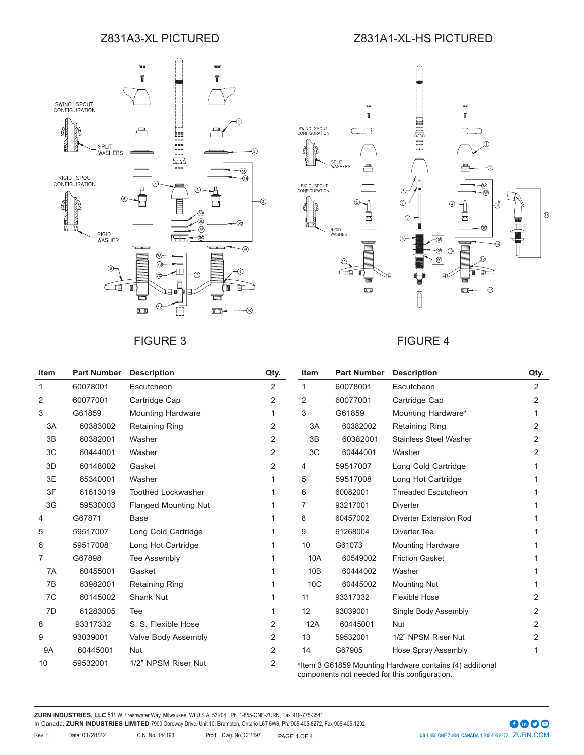Z831A3-XL PICTURED

Z831A1-XL-HS PICTURED

SWING SPOUT CONFIGURATION

SPLIT WASHERS

RIGID SPOUT CONFIGURATION

RIGID WASHER

FIGURE 3

FIGURE 4

| Item | Part Number | Description | Qty. |
|---|---|---|---|
| 1 | 60078001 | Escutcheon | 2 |
| 2 | 60077001 | Cartridge Cap | 2 |
| 3 | G61859 | Mounting Hardware | 1 |
| 3A | 60383002 | Retaining Ring | 2 |
| 3B | 60382001 | Washer | 2 |
| 3C | 60444001 | Washer | 2 |
| 3D | 60148002 | Gasket | 2 |
| 3E | 65340001 | Washer | 1 |
| 3F | 61613019 | Toothed Lockwasher | 1 |
| 3G | 59530003 | Flanged Mounting Nut | 1 |
| 4 | G67871 | Base | 1 |
| 5 | 59517007 | Long Cold Cartridge | 1 |
| 6 | 59517008 | Long Hot Cartridge | 1 |
| 7 | G67898 | Tee Assembly | 1 |
| 7A | 60455001 | Gasket | 1 |
| 7B | 63982001 | Retaining Ring | 1 |
| 7C | 60145002 | Shank Nut | 1 |
| 7D | 61283005 | Tee | 1 |
| 8 | 93317332 | S. S. Flexible Hose | 2 |
| 9 | 93039001 | Valve Body Assembly | 2 |
| 9A | 60445001 | Nut | 2 |
| 10 | 59532001 | 1/2" NPSM Riser Nut | 2 |

| Item | Part Number | Description | Qty. |
|---|---|---|---|
| 1 | 60078001 | Escutcheon | 2 |
| 2 | 60077001 | Cartridge Cap | 2 |
| 3 | G61859 | Mounting Hardware* | 1 |
| 3A | 60382002 | Retaining Ring | 2 |
| 3B | 60382001 | Stainless Steel Washer | 2 |
| 3C | 60444001 | Washer | 2 |
| 4 | 59517007 | Long Cold Cartridge | 1 |
| 5 | 59517008 | Long Hot Cartridge | 1 |
| 6 | 60082001 | Threaded Escutcheon | 1 |
| 7 | 93217001 | Diverter | 1 |
| 8 | 60457002 | Diverter Extension Rod | 1 |
| 9 | 61268004 | Diverter Tee | 1 |
| 10 | G61073 | Mounting Hardware | 1 |
| 10A | 60549002 | Friction Gasket | 1 |
| 10B | 60444002 | Washer | 1 |
| 10C | 60445002 | Mounting Nut | 1 |
| 11 | 93317332 | Flexible Hose | 2 |
| 12 | 93039001 | Single Body Assembly | 2 |
| 12A | 60445001 | Nut | 2 |
| 13 | 59532001 | 1/2" NPSM Riser Nut | 2 |
| 14 | G67905 | Hose Spray Assembly | 1 |

*Item 3 G61859 Mounting Hardware contains (4) additional components not needed for this configuration.

**ZURN INDUSTRIES, LLC** 511 W. Freshwater Way, Milwaukee, WI U.S.A. 53204 · Ph. 1-855-ONE-ZURN, Fax 919-775-3541
In Canada: **ZURN INDUSTRIES LIMITED** 7900 Goreway Drive, Unit 10, Brampton, Ontario L6T 5W6, Ph. 905-405-8272, Fax 905-405-1292

Rev. E Date: 01/28/22 C.N. No. 144193 Prod. | Dwg. No. CF1197

US 1.855.ONE.ZURN CANADA 1.905.405.8272 ZURN.COM